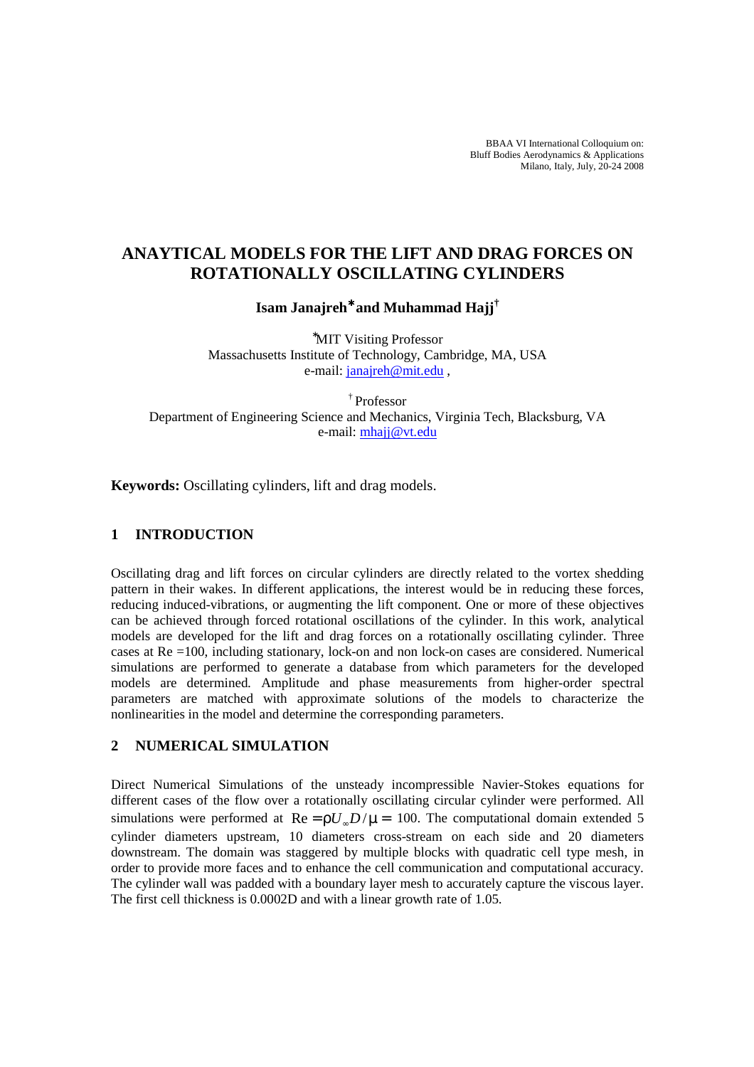BBAA VI International Colloquium on:
Bluff Bodies Aerodynamics & Applications
Milano, Italy, July, 20-24 2008

# ANAYTICAL MODELS FOR THE LIFT AND DRAG FORCES ON ROTATIONALLY OSCILLATING CYLINDERS

**Isam Janajreh*** **and Muhammad Hajj**†

*MIT Visiting Professor
Massachusetts Institute of Technology, Cambridge, MA, USA
e-mail: janajreh@mit.edu ,

† Professor
Department of Engineering Science and Mechanics, Virginia Tech, Blacksburg, VA
e-mail: mhajj@vt.edu

**Keywords:** Oscillating cylinders, lift and drag models.

## 1 INTRODUCTION

Oscillating drag and lift forces on circular cylinders are directly related to the vortex shedding pattern in their wakes. In different applications, the interest would be in reducing these forces, reducing induced-vibrations, or augmenting the lift component. One or more of these objectives can be achieved through forced rotational oscillations of the cylinder. In this work, analytical models are developed for the lift and drag forces on a rotationally oscillating cylinder. Three cases at Re =100, including stationary, lock-on and non lock-on cases are considered. Numerical simulations are performed to generate a database from which parameters for the developed models are determined. Amplitude and phase measurements from higher-order spectral parameters are matched with approximate solutions of the models to characterize the nonlinearities in the model and determine the corresponding parameters.

## 2 NUMERICAL SIMULATION

Direct Numerical Simulations of the unsteady incompressible Navier-Stokes equations for different cases of the flow over a rotationally oscillating circular cylinder were performed. All simulations were performed at $\mathrm{Re} = \rho U_{\infty} D / \mu = 100$. The computational domain extended 5 cylinder diameters upstream, 10 diameters cross-stream on each side and 20 diameters downstream. The domain was staggered by multiple blocks with quadratic cell type mesh, in order to provide more faces and to enhance the cell communication and computational accuracy. The cylinder wall was padded with a boundary layer mesh to accurately capture the viscous layer. The first cell thickness is 0.0002D and with a linear growth rate of 1.05.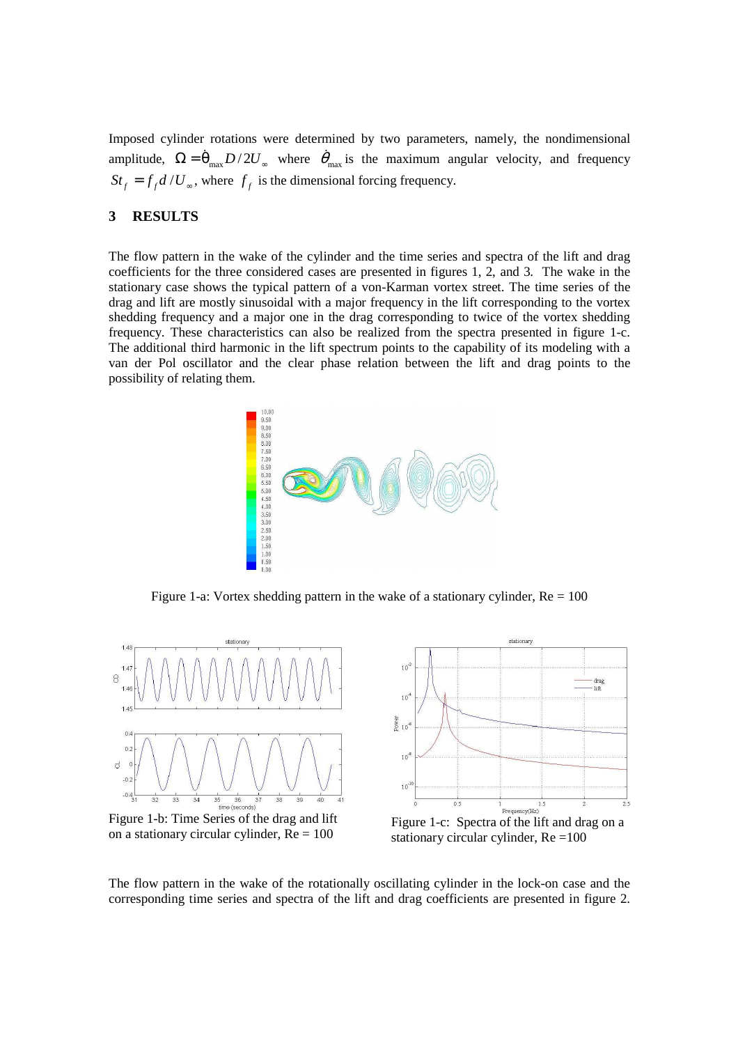Imposed cylinder rotations were determined by two parameters, namely, the nondimensional amplitude, $\Omega = \dot{\theta}_{max} D / 2U_{\infty}$ where $\dot{\theta}_{max}$ is the maximum angular velocity, and frequency $St_f = f_f d / U_{\infty}$, where $f_f$ is the dimensional forcing frequency.

## 3 RESULTS

The flow pattern in the wake of the cylinder and the time series and spectra of the lift and drag coefficients for the three considered cases are presented in figures 1, 2, and 3. The wake in the stationary case shows the typical pattern of a von-Karman vortex street. The time series of the drag and lift are mostly sinusoidal with a major frequency in the lift corresponding to the vortex shedding frequency and a major one in the drag corresponding to twice of the vortex shedding frequency. These characteristics can also be realized from the spectra presented in figure 1-c. The additional third harmonic in the lift spectrum points to the capability of its modeling with a van der Pol oscillator and the clear phase relation between the lift and drag points to the possibility of relating them.

Figure 1-a: Vortex shedding pattern in the wake of a stationary cylinder, Re = 100

Figure 1-b: Time Series of the drag and lift on a stationary circular cylinder, Re = 100

Figure 1-c: Spectra of the lift and drag on a stationary circular cylinder, Re =100

The flow pattern in the wake of the rotationally oscillating cylinder in the lock-on case and the corresponding time series and spectra of the lift and drag coefficients are presented in figure 2.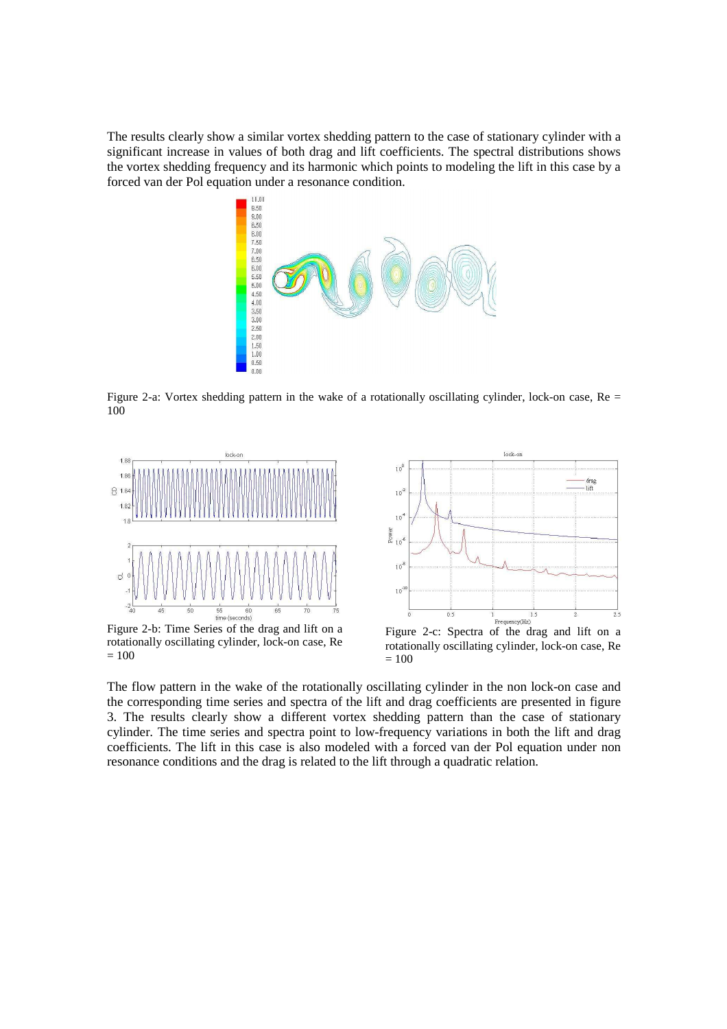The results clearly show a similar vortex shedding pattern to the case of stationary cylinder with a significant increase in values of both drag and lift coefficients. The spectral distributions shows the vortex shedding frequency and its harmonic which points to modeling the lift in this case by a forced van der Pol equation under a resonance condition.

Figure 2-a: Vortex shedding pattern in the wake of a rotationally oscillating cylinder, lock-on case, Re = 100

Figure 2-b: Time Series of the drag and lift on a rotationally oscillating cylinder, lock-on case, Re = 100

Figure 2-c: Spectra of the drag and lift on a rotationally oscillating cylinder, lock-on case, Re = 100

The flow pattern in the wake of the rotationally oscillating cylinder in the non lock-on case and the corresponding time series and spectra of the lift and drag coefficients are presented in figure 3. The results clearly show a different vortex shedding pattern than the case of stationary cylinder. The time series and spectra point to low-frequency variations in both the lift and drag coefficients. The lift in this case is also modeled with a forced van der Pol equation under non resonance conditions and the drag is related to the lift through a quadratic relation.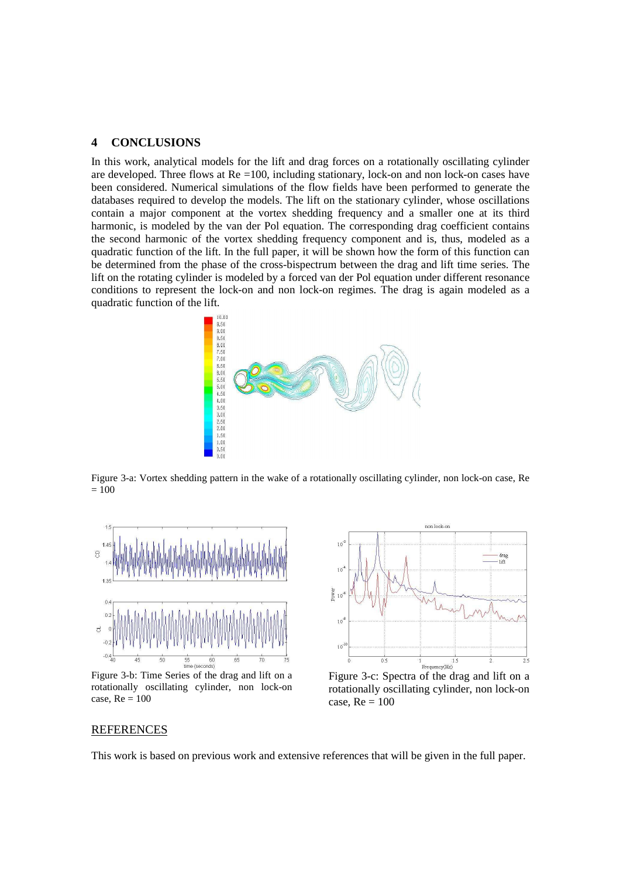## 4 CONCLUSIONS

In this work, analytical models for the lift and drag forces on a rotationally oscillating cylinder are developed. Three flows at Re =100, including stationary, lock-on and non lock-on cases have been considered. Numerical simulations of the flow fields have been performed to generate the databases required to develop the models. The lift on the stationary cylinder, whose oscillations contain a major component at the vortex shedding frequency and a smaller one at its third harmonic, is modeled by the van der Pol equation. The corresponding drag coefficient contains the second harmonic of the vortex shedding frequency component and is, thus, modeled as a quadratic function of the lift. In the full paper, it will be shown how the form of this function can be determined from the phase of the cross-bispectrum between the drag and lift time series. The lift on the rotating cylinder is modeled by a forced van der Pol equation under different resonance conditions to represent the lock-on and non lock-on regimes. The drag is again modeled as a quadratic function of the lift.

10.00
9.50
9.00
8.50
8.00
7.50
7.00
6.50
6.00
5.50
5.00
4.50
4.00
3.50
3.00
2.50
2.00
1.50
1.00
0.50
0.00

Figure 3-a: Vortex shedding pattern in the wake of a rotationally oscillating cylinder, non lock-on case, Re = 100

CD
1.5
1.45
1.4
1.35

CL
0.4
0.2
0
-0.2
-0.4

40 45 50 55 60 65 70 75
time (seconds)

Figure 3-b: Time Series of the drag and lift on a rotationally oscillating cylinder, non lock-on case, Re = 100

non lock-on

drag
lift

Power
$10^{-2}$
$10^{-4}$
$10^{-6}$
$10^{-8}$
$10^{-10}$

0 0.5 1 1.5 2 2.5
Frequency(Hz)

Figure 3-c: Spectra of the drag and lift on a rotationally oscillating cylinder, non lock-on case, Re = 100

## REFERENCES

This work is based on previous work and extensive references that will be given in the full paper.